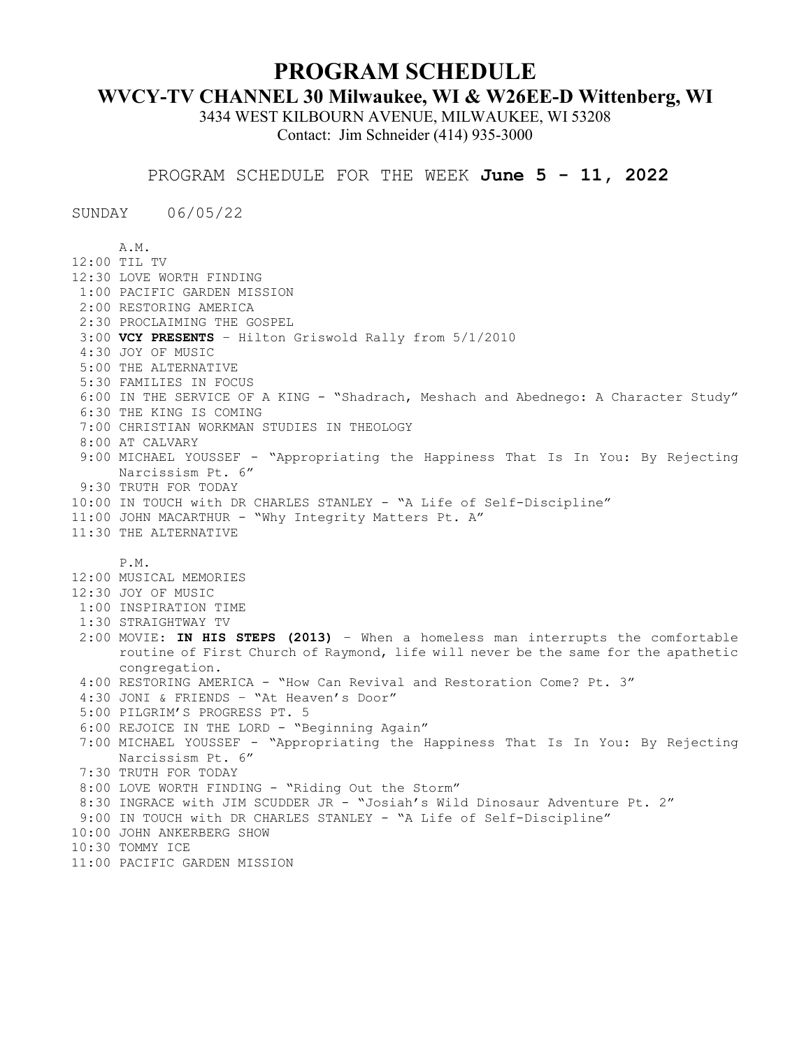# PROGRAM SCHEDULE

## WVCY-TV CHANNEL 30 Milwaukee, WI & W26EE-D Wittenberg, WI

3434 WEST KILBOURN AVENUE, MILWAUKEE, WI 53208

Contact: Jim Schneider (414) 935-3000

PROGRAM SCHEDULE FOR THE WEEK **June 5 - 11, 2022**

SUNDAY 06/05/22

A.M.

12:00 TIL TV
12:30 LOVE WORTH FINDING
1:00 PACIFIC GARDEN MISSION
2:00 RESTORING AMERICA
2:30 PROCLAIMING THE GOSPEL
3:00 **VCY PRESENTS** – Hilton Griswold Rally from 5/1/2010
4:30 JOY OF MUSIC
5:00 THE ALTERNATIVE
5:30 FAMILIES IN FOCUS
6:00 IN THE SERVICE OF A KING - "Shadrach, Meshach and Abednego: A Character Study"
6:30 THE KING IS COMING
7:00 CHRISTIAN WORKMAN STUDIES IN THEOLOGY
8:00 AT CALVARY
9:00 MICHAEL YOUSSEF - "Appropriating the Happiness That Is In You: By Rejecting Narcissism Pt. 6"
9:30 TRUTH FOR TODAY
10:00 IN TOUCH with DR CHARLES STANLEY - "A Life of Self-Discipline"
11:00 JOHN MACARTHUR - "Why Integrity Matters Pt. A"
11:30 THE ALTERNATIVE

P.M.

12:00 MUSICAL MEMORIES
12:30 JOY OF MUSIC
1:00 INSPIRATION TIME
1:30 STRAIGHTWAY TV
2:00 MOVIE: **IN HIS STEPS (2013)** – When a homeless man interrupts the comfortable routine of First Church of Raymond, life will never be the same for the apathetic congregation.
4:00 RESTORING AMERICA - "How Can Revival and Restoration Come? Pt. 3"
4:30 JONI & FRIENDS – "At Heaven's Door"
5:00 PILGRIM'S PROGRESS PT. 5
6:00 REJOICE IN THE LORD - "Beginning Again"
7:00 MICHAEL YOUSSEF - "Appropriating the Happiness That Is In You: By Rejecting Narcissism Pt. 6"
7:30 TRUTH FOR TODAY
8:00 LOVE WORTH FINDING - "Riding Out the Storm"
8:30 INGRACE with JIM SCUDDER JR - "Josiah's Wild Dinosaur Adventure Pt. 2"
9:00 IN TOUCH with DR CHARLES STANLEY - "A Life of Self-Discipline"
10:00 JOHN ANKERBERG SHOW
10:30 TOMMY ICE
11:00 PACIFIC GARDEN MISSION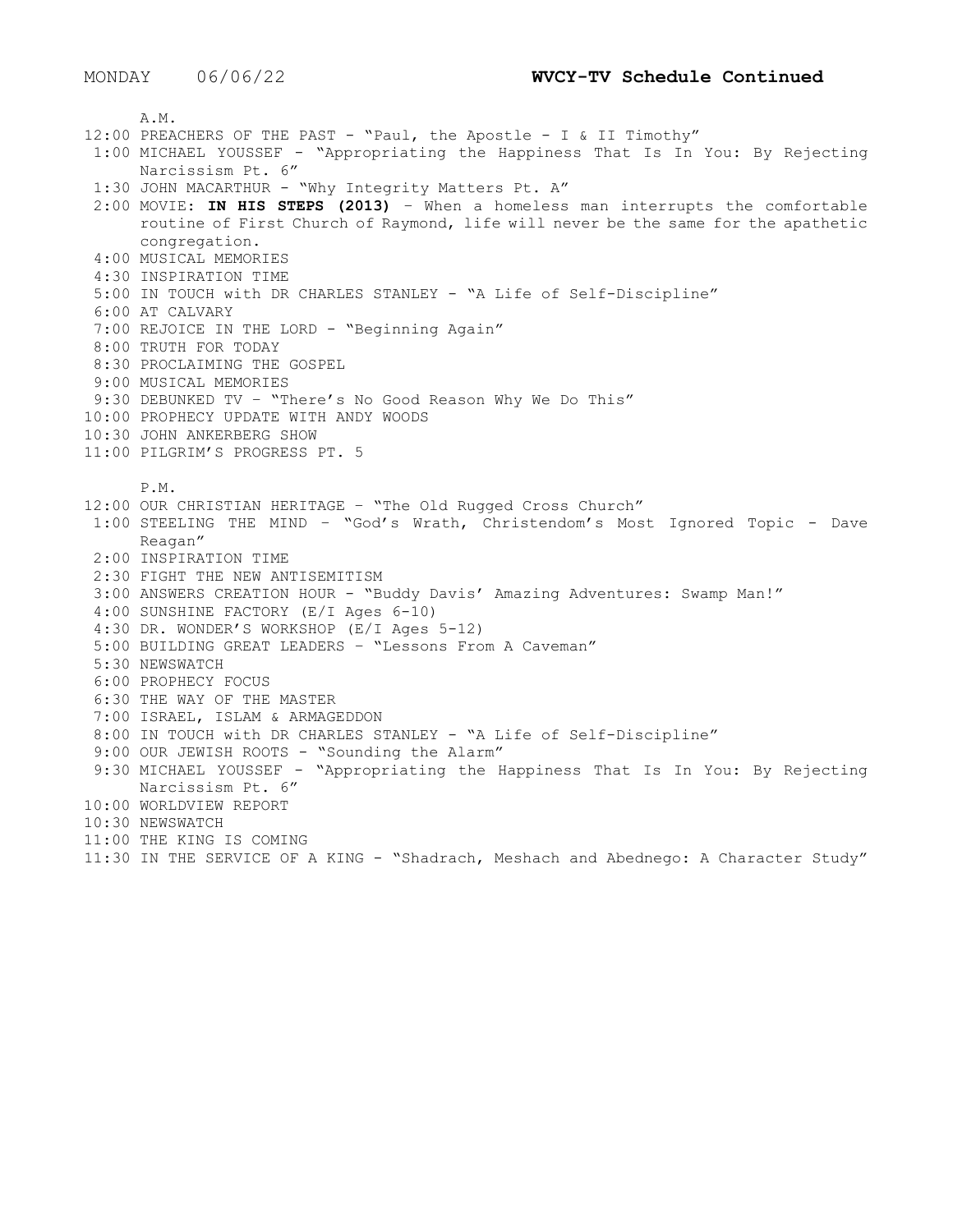MONDAY 06/06/22 **WVCY-TV Schedule Continued**

A.M.

12:00 PREACHERS OF THE PAST - "Paul, the Apostle - I & II Timothy"
1:00 MICHAEL YOUSSEF - "Appropriating the Happiness That Is In You: By Rejecting Narcissism Pt. 6"
1:30 JOHN MACARTHUR - "Why Integrity Matters Pt. A"
2:00 MOVIE: **IN HIS STEPS (2013)** – When a homeless man interrupts the comfortable routine of First Church of Raymond, life will never be the same for the apathetic congregation.
4:00 MUSICAL MEMORIES
4:30 INSPIRATION TIME
5:00 IN TOUCH with DR CHARLES STANLEY - "A Life of Self-Discipline"
6:00 AT CALVARY
7:00 REJOICE IN THE LORD - "Beginning Again"
8:00 TRUTH FOR TODAY
8:30 PROCLAIMING THE GOSPEL
9:00 MUSICAL MEMORIES
9:30 DEBUNKED TV – "There's No Good Reason Why We Do This"
10:00 PROPHECY UPDATE WITH ANDY WOODS
10:30 JOHN ANKERBERG SHOW
11:00 PILGRIM'S PROGRESS PT. 5

P.M.

12:00 OUR CHRISTIAN HERITAGE – "The Old Rugged Cross Church"
1:00 STEELING THE MIND – "God's Wrath, Christendom's Most Ignored Topic - Dave Reagan"
2:00 INSPIRATION TIME
2:30 FIGHT THE NEW ANTISEMITISM
3:00 ANSWERS CREATION HOUR - "Buddy Davis' Amazing Adventures: Swamp Man!"
4:00 SUNSHINE FACTORY (E/I Ages 6-10)
4:30 DR. WONDER'S WORKSHOP (E/I Ages 5-12)
5:00 BUILDING GREAT LEADERS – "Lessons From A Caveman"
5:30 NEWSWATCH
6:00 PROPHECY FOCUS
6:30 THE WAY OF THE MASTER
7:00 ISRAEL, ISLAM & ARMAGEDDON
8:00 IN TOUCH with DR CHARLES STANLEY - "A Life of Self-Discipline"
9:00 OUR JEWISH ROOTS - "Sounding the Alarm"
9:30 MICHAEL YOUSSEF - "Appropriating the Happiness That Is In You: By Rejecting Narcissism Pt. 6"
10:00 WORLDVIEW REPORT
10:30 NEWSWATCH
11:00 THE KING IS COMING
11:30 IN THE SERVICE OF A KING - "Shadrach, Meshach and Abednego: A Character Study"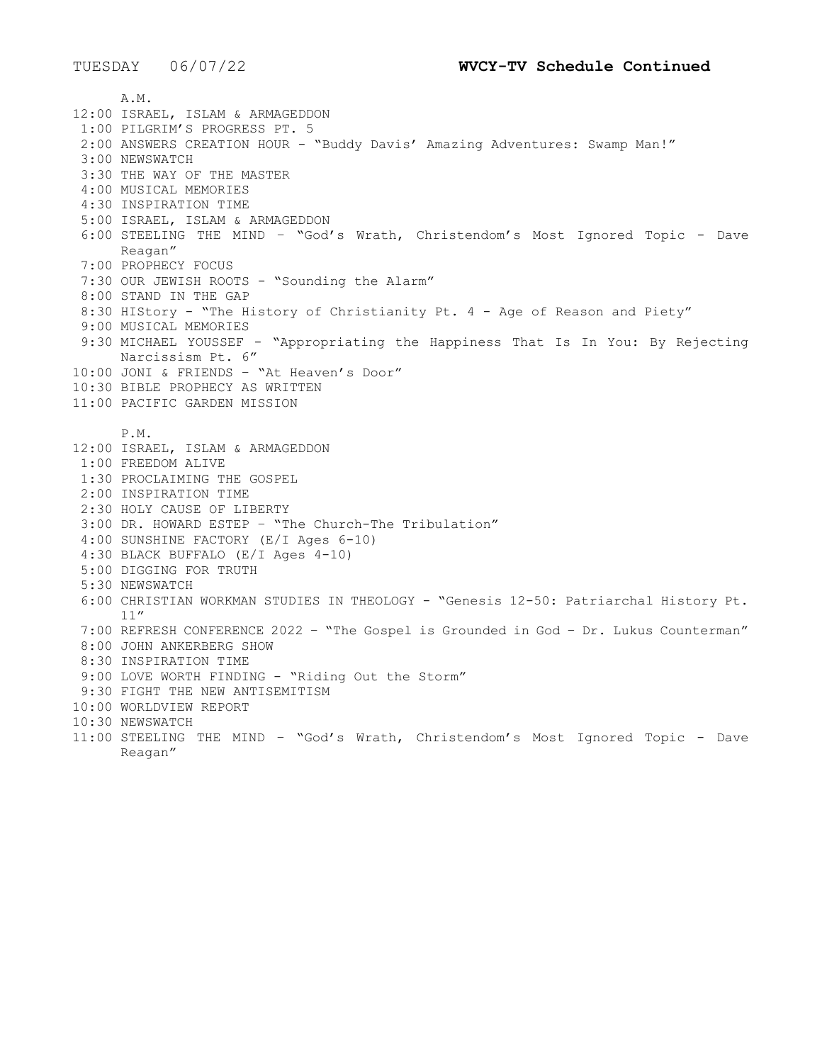TUESDAY 06/07/22 **WVCY-TV Schedule Continued**

A.M.

12:00 ISRAEL, ISLAM & ARMAGEDDON
1:00 PILGRIM'S PROGRESS PT. 5
2:00 ANSWERS CREATION HOUR - "Buddy Davis' Amazing Adventures: Swamp Man!"
3:00 NEWSWATCH
3:30 THE WAY OF THE MASTER
4:00 MUSICAL MEMORIES
4:30 INSPIRATION TIME
5:00 ISRAEL, ISLAM & ARMAGEDDON
6:00 STEELING THE MIND – "God's Wrath, Christendom's Most Ignored Topic - Dave Reagan"
7:00 PROPHECY FOCUS
7:30 OUR JEWISH ROOTS - "Sounding the Alarm"
8:00 STAND IN THE GAP
8:30 HIStory - "The History of Christianity Pt. 4 - Age of Reason and Piety"
9:00 MUSICAL MEMORIES
9:30 MICHAEL YOUSSEF - "Appropriating the Happiness That Is In You: By Rejecting Narcissism Pt. 6"
10:00 JONI & FRIENDS – "At Heaven's Door"
10:30 BIBLE PROPHECY AS WRITTEN
11:00 PACIFIC GARDEN MISSION

P.M.

12:00 ISRAEL, ISLAM & ARMAGEDDON
1:00 FREEDOM ALIVE
1:30 PROCLAIMING THE GOSPEL
2:00 INSPIRATION TIME
2:30 HOLY CAUSE OF LIBERTY
3:00 DR. HOWARD ESTEP – "The Church-The Tribulation"
4:00 SUNSHINE FACTORY (E/I Ages 6-10)
4:30 BLACK BUFFALO (E/I Ages 4-10)
5:00 DIGGING FOR TRUTH
5:30 NEWSWATCH
6:00 CHRISTIAN WORKMAN STUDIES IN THEOLOGY - "Genesis 12-50: Patriarchal History Pt. 11"
7:00 REFRESH CONFERENCE 2022 – "The Gospel is Grounded in God – Dr. Lukus Counterman"
8:00 JOHN ANKERBERG SHOW
8:30 INSPIRATION TIME
9:00 LOVE WORTH FINDING - "Riding Out the Storm"
9:30 FIGHT THE NEW ANTISEMITISM
10:00 WORLDVIEW REPORT
10:30 NEWSWATCH
11:00 STEELING THE MIND – "God's Wrath, Christendom's Most Ignored Topic - Dave Reagan"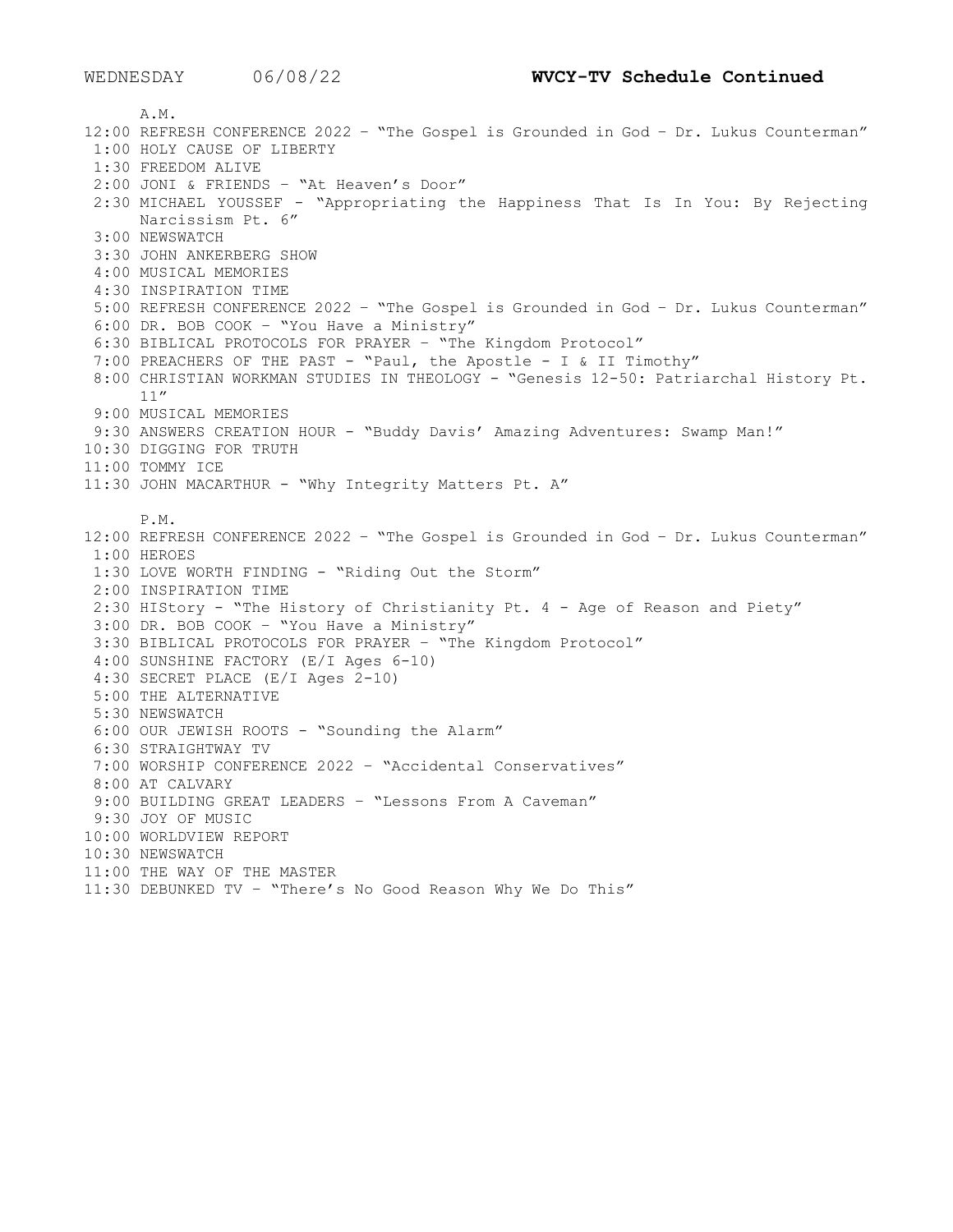WEDNESDAY 06/08/22 **WVCY-TV Schedule Continued**

A.M.

12:00 REFRESH CONFERENCE 2022 – "The Gospel is Grounded in God – Dr. Lukus Counterman"
1:00 HOLY CAUSE OF LIBERTY
1:30 FREEDOM ALIVE
2:00 JONI & FRIENDS – "At Heaven's Door"
2:30 MICHAEL YOUSSEF - "Appropriating the Happiness That Is In You: By Rejecting Narcissism Pt. 6"
3:00 NEWSWATCH
3:30 JOHN ANKERBERG SHOW
4:00 MUSICAL MEMORIES
4:30 INSPIRATION TIME
5:00 REFRESH CONFERENCE 2022 – "The Gospel is Grounded in God – Dr. Lukus Counterman"
6:00 DR. BOB COOK – "You Have a Ministry"
6:30 BIBLICAL PROTOCOLS FOR PRAYER – "The Kingdom Protocol"
7:00 PREACHERS OF THE PAST - "Paul, the Apostle - I & II Timothy"
8:00 CHRISTIAN WORKMAN STUDIES IN THEOLOGY - "Genesis 12-50: Patriarchal History Pt. 11"
9:00 MUSICAL MEMORIES
9:30 ANSWERS CREATION HOUR - "Buddy Davis' Amazing Adventures: Swamp Man!"
10:30 DIGGING FOR TRUTH
11:00 TOMMY ICE
11:30 JOHN MACARTHUR - "Why Integrity Matters Pt. A"

P.M.

12:00 REFRESH CONFERENCE 2022 – "The Gospel is Grounded in God – Dr. Lukus Counterman"
1:00 HEROES
1:30 LOVE WORTH FINDING - "Riding Out the Storm"
2:00 INSPIRATION TIME
2:30 HIStory - "The History of Christianity Pt. 4 - Age of Reason and Piety"
3:00 DR. BOB COOK – "You Have a Ministry"
3:30 BIBLICAL PROTOCOLS FOR PRAYER – "The Kingdom Protocol"
4:00 SUNSHINE FACTORY (E/I Ages 6-10)
4:30 SECRET PLACE (E/I Ages 2-10)
5:00 THE ALTERNATIVE
5:30 NEWSWATCH
6:00 OUR JEWISH ROOTS - "Sounding the Alarm"
6:30 STRAIGHTWAY TV
7:00 WORSHIP CONFERENCE 2022 – "Accidental Conservatives"
8:00 AT CALVARY
9:00 BUILDING GREAT LEADERS – "Lessons From A Caveman"
9:30 JOY OF MUSIC
10:00 WORLDVIEW REPORT
10:30 NEWSWATCH
11:00 THE WAY OF THE MASTER
11:30 DEBUNKED TV – "There's No Good Reason Why We Do This"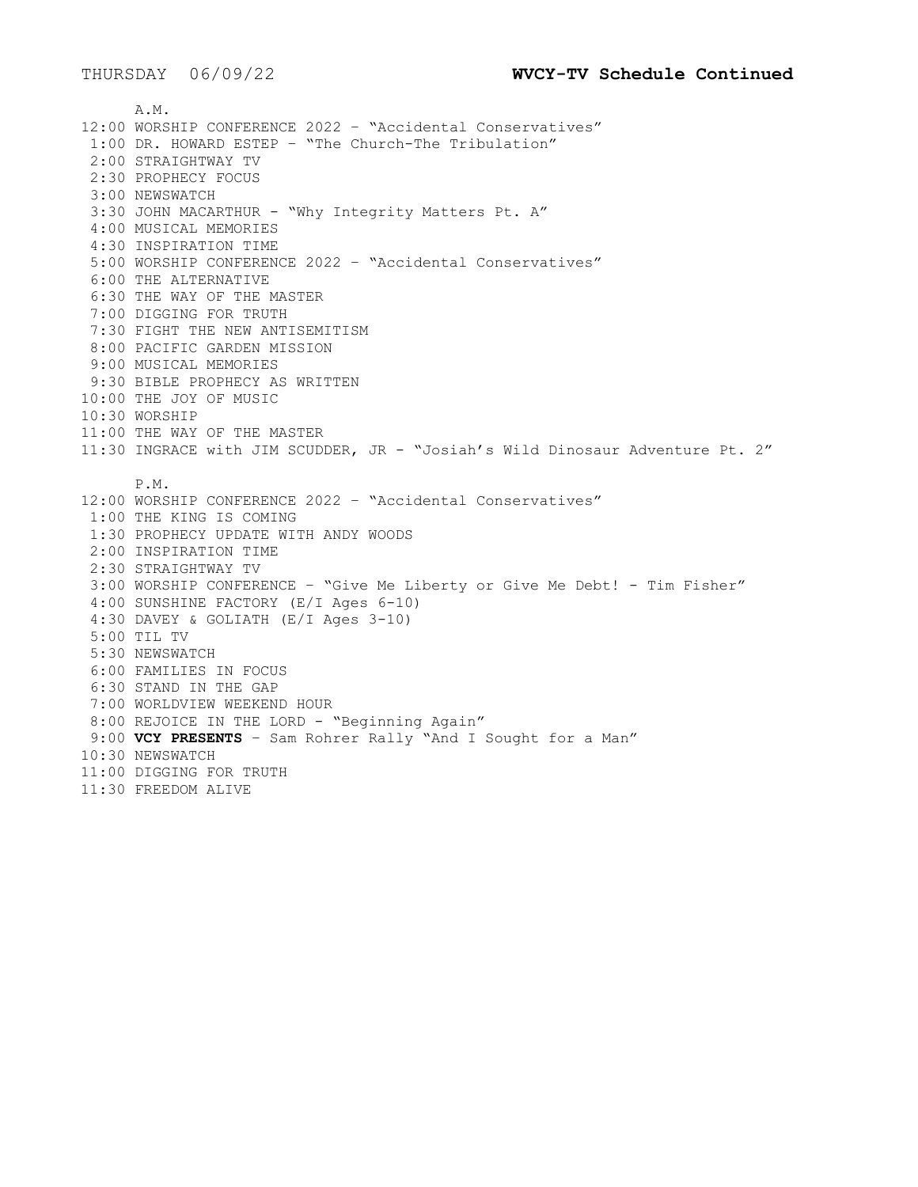THURSDAY 06/09/22 **WVCY-TV Schedule Continued**

A.M.

12:00 WORSHIP CONFERENCE 2022 – "Accidental Conservatives"
1:00 DR. HOWARD ESTEP – "The Church-The Tribulation"
2:00 STRAIGHTWAY TV
2:30 PROPHECY FOCUS
3:00 NEWSWATCH
3:30 JOHN MACARTHUR - "Why Integrity Matters Pt. A"
4:00 MUSICAL MEMORIES
4:30 INSPIRATION TIME
5:00 WORSHIP CONFERENCE 2022 – "Accidental Conservatives"
6:00 THE ALTERNATIVE
6:30 THE WAY OF THE MASTER
7:00 DIGGING FOR TRUTH
7:30 FIGHT THE NEW ANTISEMITISM
8:00 PACIFIC GARDEN MISSION
9:00 MUSICAL MEMORIES
9:30 BIBLE PROPHECY AS WRITTEN
10:00 THE JOY OF MUSIC
10:30 WORSHIP
11:00 THE WAY OF THE MASTER
11:30 INGRACE with JIM SCUDDER, JR - "Josiah's Wild Dinosaur Adventure Pt. 2"

P.M.

12:00 WORSHIP CONFERENCE 2022 – "Accidental Conservatives"
1:00 THE KING IS COMING
1:30 PROPHECY UPDATE WITH ANDY WOODS
2:00 INSPIRATION TIME
2:30 STRAIGHTWAY TV
3:00 WORSHIP CONFERENCE – "Give Me Liberty or Give Me Debt! - Tim Fisher"
4:00 SUNSHINE FACTORY (E/I Ages 6-10)
4:30 DAVEY & GOLIATH (E/I Ages 3-10)
5:00 TIL TV
5:30 NEWSWATCH
6:00 FAMILIES IN FOCUS
6:30 STAND IN THE GAP
7:00 WORLDVIEW WEEKEND HOUR
8:00 REJOICE IN THE LORD - "Beginning Again"
9:00 **VCY PRESENTS** – Sam Rohrer Rally "And I Sought for a Man"
10:30 NEWSWATCH
11:00 DIGGING FOR TRUTH
11:30 FREEDOM ALIVE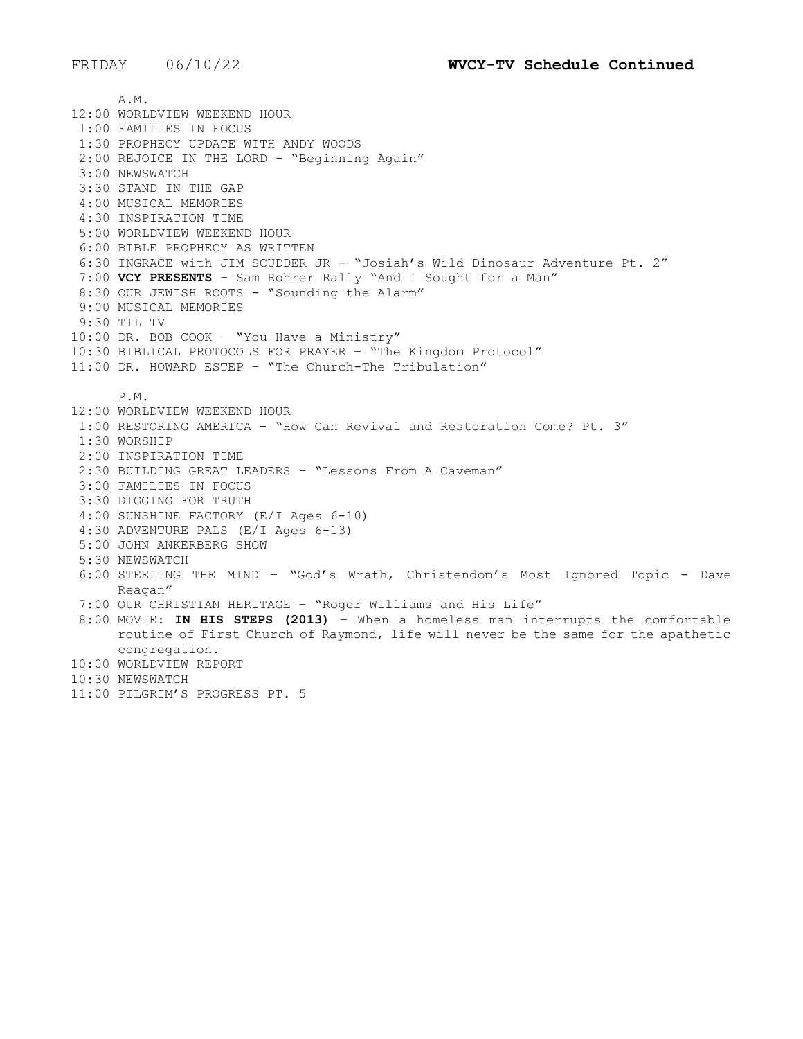FRIDAY 06/10/22 **WVCY-TV Schedule Continued**

A.M.

12:00 WORLDVIEW WEEKEND HOUR
1:00 FAMILIES IN FOCUS
1:30 PROPHECY UPDATE WITH ANDY WOODS
2:00 REJOICE IN THE LORD - "Beginning Again"
3:00 NEWSWATCH
3:30 STAND IN THE GAP
4:00 MUSICAL MEMORIES
4:30 INSPIRATION TIME
5:00 WORLDVIEW WEEKEND HOUR
6:00 BIBLE PROPHECY AS WRITTEN
6:30 INGRACE with JIM SCUDDER JR - "Josiah's Wild Dinosaur Adventure Pt. 2"
7:00 **VCY PRESENTS** – Sam Rohrer Rally "And I Sought for a Man"
8:30 OUR JEWISH ROOTS - "Sounding the Alarm"
9:00 MUSICAL MEMORIES
9:30 TIL TV
10:00 DR. BOB COOK – "You Have a Ministry"
10:30 BIBLICAL PROTOCOLS FOR PRAYER – "The Kingdom Protocol"
11:00 DR. HOWARD ESTEP – "The Church-The Tribulation"

P.M.

12:00 WORLDVIEW WEEKEND HOUR
1:00 RESTORING AMERICA - "How Can Revival and Restoration Come? Pt. 3"
1:30 WORSHIP
2:00 INSPIRATION TIME
2:30 BUILDING GREAT LEADERS – "Lessons From A Caveman"
3:00 FAMILIES IN FOCUS
3:30 DIGGING FOR TRUTH
4:00 SUNSHINE FACTORY (E/I Ages 6-10)
4:30 ADVENTURE PALS (E/I Ages 6-13)
5:00 JOHN ANKERBERG SHOW
5:30 NEWSWATCH
6:00 STEELING THE MIND – "God's Wrath, Christendom's Most Ignored Topic - Dave Reagan"
7:00 OUR CHRISTIAN HERITAGE – "Roger Williams and His Life"
8:00 MOVIE: **IN HIS STEPS (2013)** – When a homeless man interrupts the comfortable routine of First Church of Raymond, life will never be the same for the apathetic congregation.
10:00 WORLDVIEW REPORT
10:30 NEWSWATCH
11:00 PILGRIM'S PROGRESS PT. 5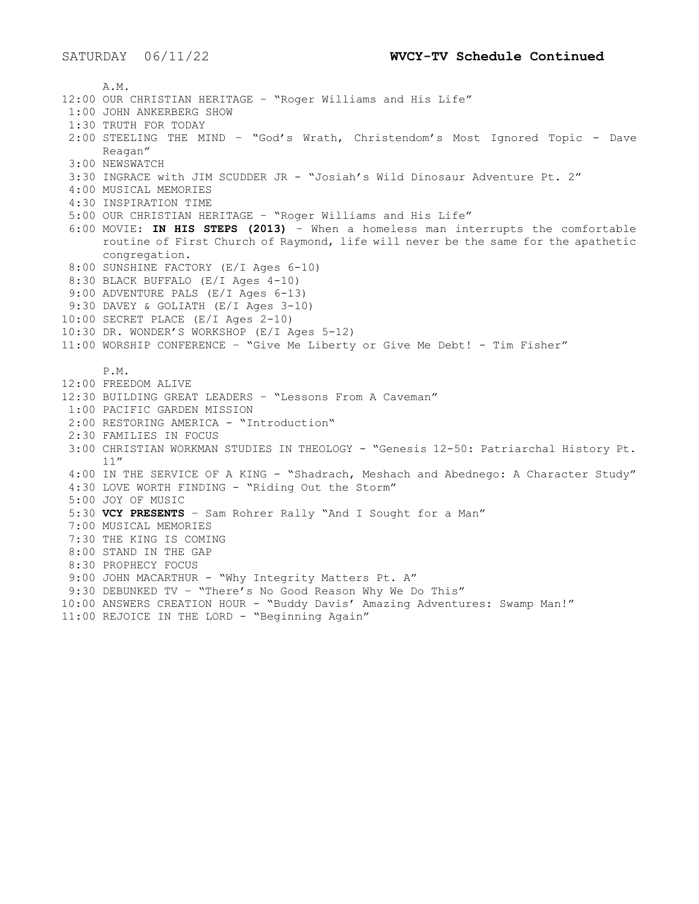SATURDAY 06/11/22 **WVCY-TV Schedule Continued**

A.M.

12:00 OUR CHRISTIAN HERITAGE – "Roger Williams and His Life"
1:00 JOHN ANKERBERG SHOW
1:30 TRUTH FOR TODAY
2:00 STEELING THE MIND – "God's Wrath, Christendom's Most Ignored Topic - Dave Reagan"
3:00 NEWSWATCH
3:30 INGRACE with JIM SCUDDER JR - "Josiah's Wild Dinosaur Adventure Pt. 2"
4:00 MUSICAL MEMORIES
4:30 INSPIRATION TIME
5:00 OUR CHRISTIAN HERITAGE – "Roger Williams and His Life"
6:00 MOVIE: **IN HIS STEPS (2013)** – When a homeless man interrupts the comfortable routine of First Church of Raymond, life will never be the same for the apathetic congregation.
8:00 SUNSHINE FACTORY (E/I Ages 6-10)
8:30 BLACK BUFFALO (E/I Ages 4-10)
9:00 ADVENTURE PALS (E/I Ages 6-13)
9:30 DAVEY & GOLIATH (E/I Ages 3-10)
10:00 SECRET PLACE (E/I Ages 2-10)
10:30 DR. WONDER'S WORKSHOP (E/I Ages 5-12)
11:00 WORSHIP CONFERENCE – "Give Me Liberty or Give Me Debt! - Tim Fisher"

P.M.

12:00 FREEDOM ALIVE
12:30 BUILDING GREAT LEADERS – "Lessons From A Caveman"
1:00 PACIFIC GARDEN MISSION
2:00 RESTORING AMERICA - "Introduction"
2:30 FAMILIES IN FOCUS
3:00 CHRISTIAN WORKMAN STUDIES IN THEOLOGY - "Genesis 12-50: Patriarchal History Pt. 11"
4:00 IN THE SERVICE OF A KING - "Shadrach, Meshach and Abednego: A Character Study"
4:30 LOVE WORTH FINDING - "Riding Out the Storm"
5:00 JOY OF MUSIC
5:30 **VCY PRESENTS** – Sam Rohrer Rally "And I Sought for a Man"
7:00 MUSICAL MEMORIES
7:30 THE KING IS COMING
8:00 STAND IN THE GAP
8:30 PROPHECY FOCUS
9:00 JOHN MACARTHUR - "Why Integrity Matters Pt. A"
9:30 DEBUNKED TV – "There's No Good Reason Why We Do This"
10:00 ANSWERS CREATION HOUR - "Buddy Davis' Amazing Adventures: Swamp Man!"
11:00 REJOICE IN THE LORD - "Beginning Again"